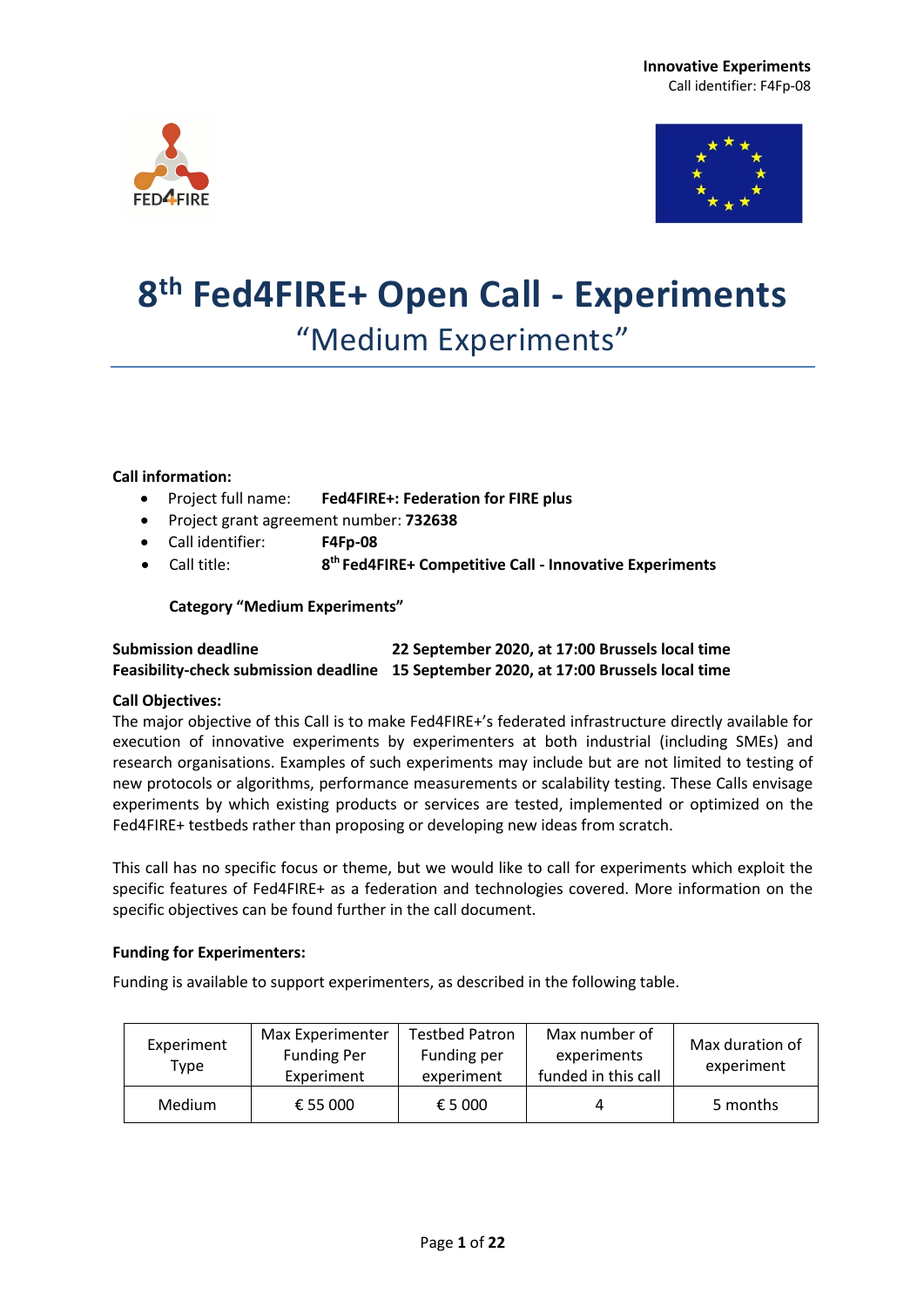**Innovative Experiments**
Call identifier: F4Fp-08

# 8th Fed4FIRE+ Open Call - Experiments

## "Medium Experiments"

**Call information:**

- Project full name: **Fed4FIRE+: Federation for FIRE plus**
- Project grant agreement number: **732638**
- Call identifier: **F4Fp-08**
- Call title: **8th Fed4FIRE+ Competitive Call - Innovative Experiments**

  **Category "Medium Experiments"**

**Submission deadline** **22 September 2020, at 17:00 Brussels local time**
**Feasibility-check submission deadline** **15 September 2020, at 17:00 Brussels local time**

**Call Objectives:**

The major objective of this Call is to make Fed4FIRE+'s federated infrastructure directly available for execution of innovative experiments by experimenters at both industrial (including SMEs) and research organisations. Examples of such experiments may include but are not limited to testing of new protocols or algorithms, performance measurements or scalability testing. These Calls envisage experiments by which existing products or services are tested, implemented or optimized on the Fed4FIRE+ testbeds rather than proposing or developing new ideas from scratch.

This call has no specific focus or theme, but we would like to call for experiments which exploit the specific features of Fed4FIRE+ as a federation and technologies covered. More information on the specific objectives can be found further in the call document.

**Funding for Experimenters:**

Funding is available to support experimenters, as described in the following table.

| Experiment Type | Max Experimenter Funding Per Experiment | Testbed Patron Funding per experiment | Max number of experiments funded in this call | Max duration of experiment |
| --- | --- | --- | --- | --- |
| Medium | € 55 000 | € 5 000 | 4 | 5 months |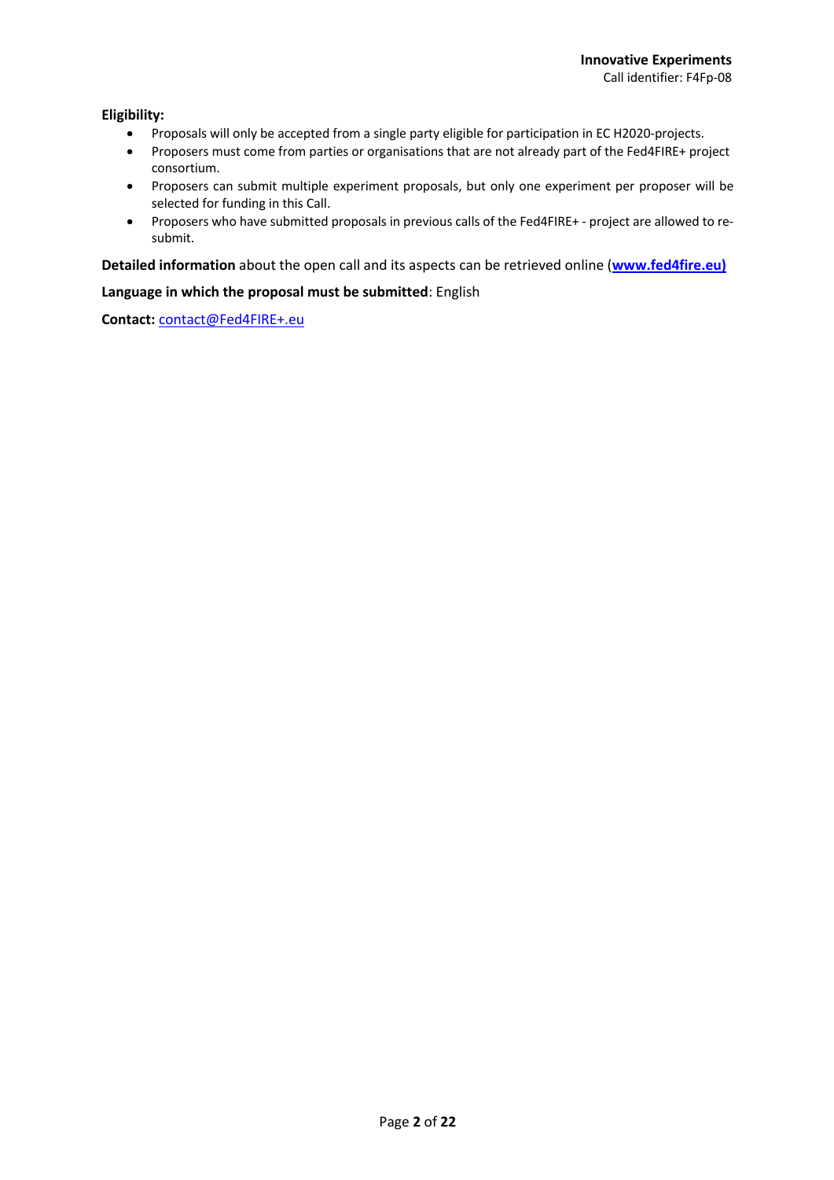**Eligibility:**

- Proposals will only be accepted from a single party eligible for participation in EC H2020-projects.
- Proposers must come from parties or organisations that are not already part of the Fed4FIRE+ project consortium.
- Proposers can submit multiple experiment proposals, but only one experiment per proposer will be selected for funding in this Call.
- Proposers who have submitted proposals in previous calls of the Fed4FIRE+ - project are allowed to re-submit.

**Detailed information** about the open call and its aspects can be retrieved online (**www.fed4fire.eu)**

**Language in which the proposal must be submitted**: English

**Contact:** contact@Fed4FIRE+.eu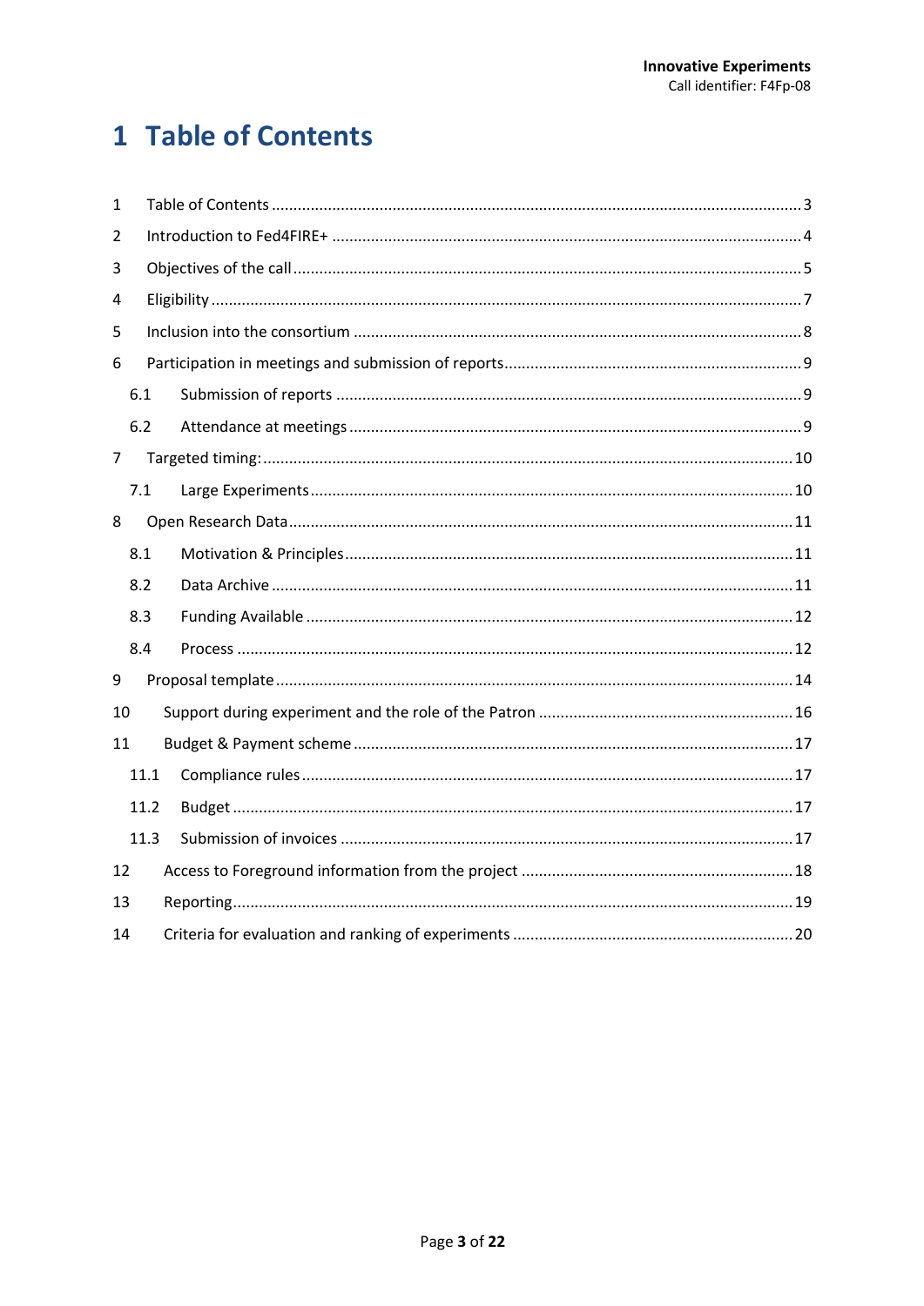# 1 Table of Contents

| | | |
|---|---|---|
| 1 | Table of Contents | 3 |
| 2 | Introduction to Fed4FIRE+ | 4 |
| 3 | Objectives of the call | 5 |
| 4 | Eligibility | 7 |
| 5 | Inclusion into the consortium | 8 |
| 6 | Participation in meetings and submission of reports | 9 |
| 6.1 | Submission of reports | 9 |
| 6.2 | Attendance at meetings | 9 |
| 7 | Targeted timing: | 10 |
| 7.1 | Large Experiments | 10 |
| 8 | Open Research Data | 11 |
| 8.1 | Motivation & Principles | 11 |
| 8.2 | Data Archive | 11 |
| 8.3 | Funding Available | 12 |
| 8.4 | Process | 12 |
| 9 | Proposal template | 14 |
| 10 | Support during experiment and the role of the Patron | 16 |
| 11 | Budget & Payment scheme | 17 |
| 11.1 | Compliance rules | 17 |
| 11.2 | Budget | 17 |
| 11.3 | Submission of invoices | 17 |
| 12 | Access to Foreground information from the project | 18 |
| 13 | Reporting | 19 |
| 14 | Criteria for evaluation and ranking of experiments | 20 |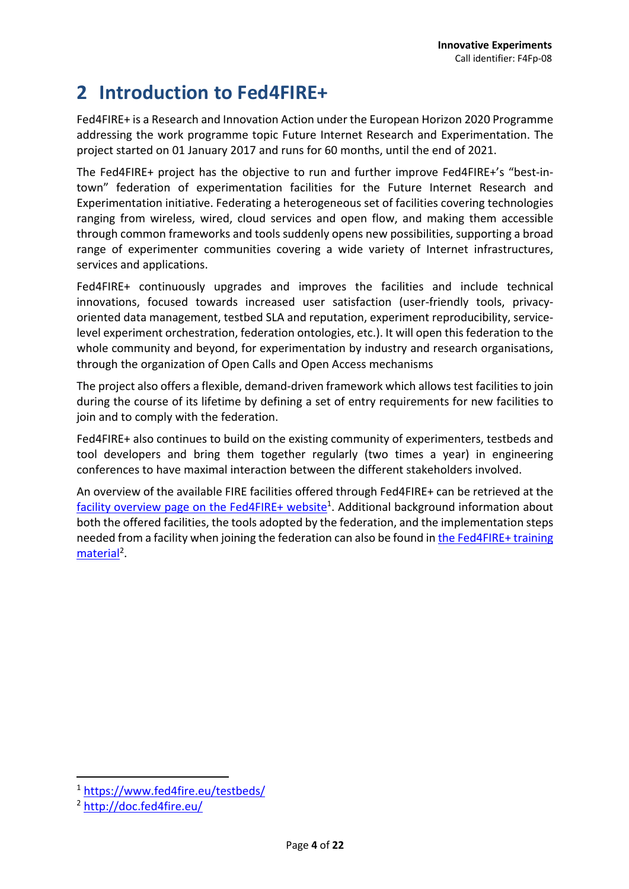# 2 Introduction to Fed4FIRE+

Fed4FIRE+ is a Research and Innovation Action under the European Horizon 2020 Programme addressing the work programme topic Future Internet Research and Experimentation. The project started on 01 January 2017 and runs for 60 months, until the end of 2021.

The Fed4FIRE+ project has the objective to run and further improve Fed4FIRE+'s "best-in-town" federation of experimentation facilities for the Future Internet Research and Experimentation initiative. Federating a heterogeneous set of facilities covering technologies ranging from wireless, wired, cloud services and open flow, and making them accessible through common frameworks and tools suddenly opens new possibilities, supporting a broad range of experimenter communities covering a wide variety of Internet infrastructures, services and applications.

Fed4FIRE+ continuously upgrades and improves the facilities and include technical innovations, focused towards increased user satisfaction (user-friendly tools, privacy-oriented data management, testbed SLA and reputation, experiment reproducibility, service-level experiment orchestration, federation ontologies, etc.). It will open this federation to the whole community and beyond, for experimentation by industry and research organisations, through the organization of Open Calls and Open Access mechanisms

The project also offers a flexible, demand-driven framework which allows test facilities to join during the course of its lifetime by defining a set of entry requirements for new facilities to join and to comply with the federation.

Fed4FIRE+ also continues to build on the existing community of experimenters, testbeds and tool developers and bring them together regularly (two times a year) in engineering conferences to have maximal interaction between the different stakeholders involved.

An overview of the available FIRE facilities offered through Fed4FIRE+ can be retrieved at the [facility overview page on the Fed4FIRE+ website](https://www.fed4fire.eu/testbeds/)[1]. Additional background information about both the offered facilities, the tools adopted by the federation, and the implementation steps needed from a facility when joining the federation can also be found in [the Fed4FIRE+ training material](http://doc.fed4fire.eu/)[2].

---

[1] https://www.fed4fire.eu/testbeds/

[2] http://doc.fed4fire.eu/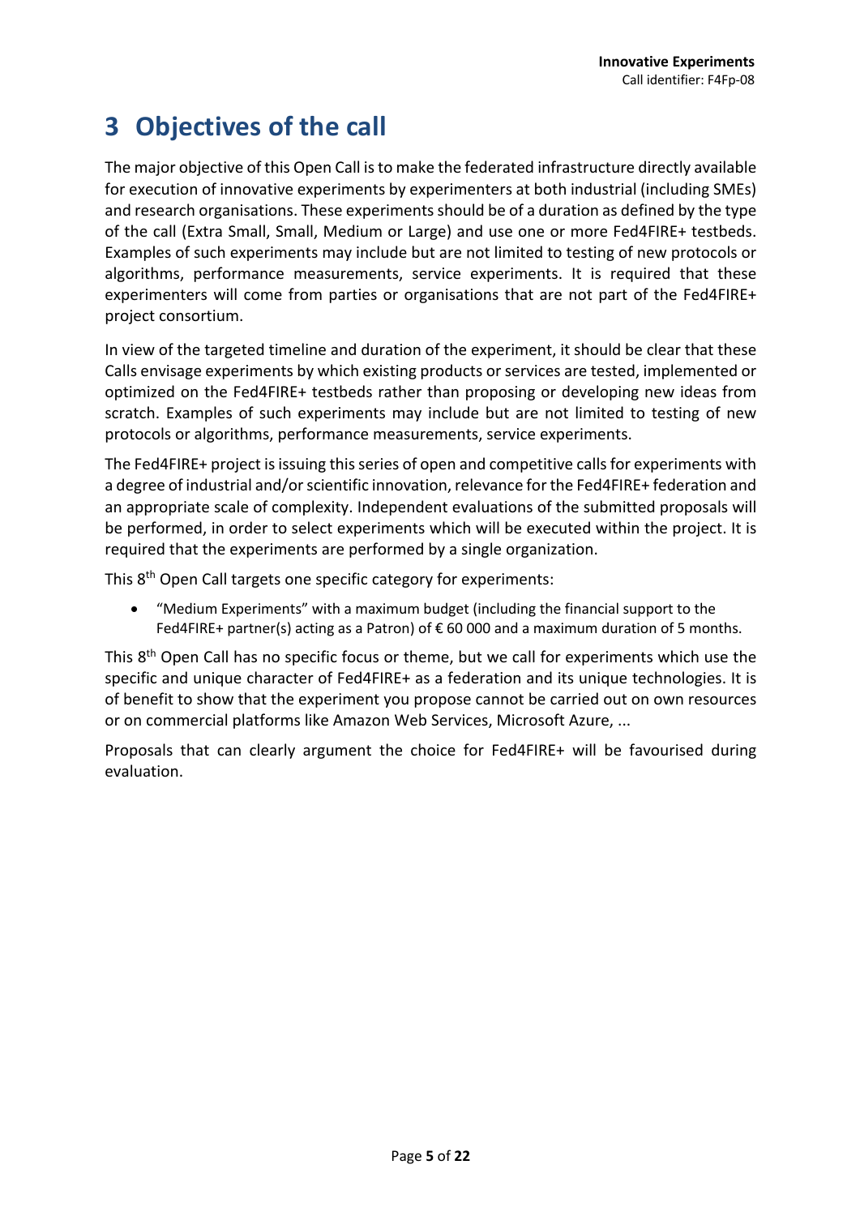# 3 Objectives of the call

The major objective of this Open Call is to make the federated infrastructure directly available for execution of innovative experiments by experimenters at both industrial (including SMEs) and research organisations. These experiments should be of a duration as defined by the type of the call (Extra Small, Small, Medium or Large) and use one or more Fed4FIRE+ testbeds. Examples of such experiments may include but are not limited to testing of new protocols or algorithms, performance measurements, service experiments. It is required that these experimenters will come from parties or organisations that are not part of the Fed4FIRE+ project consortium.

In view of the targeted timeline and duration of the experiment, it should be clear that these Calls envisage experiments by which existing products or services are tested, implemented or optimized on the Fed4FIRE+ testbeds rather than proposing or developing new ideas from scratch. Examples of such experiments may include but are not limited to testing of new protocols or algorithms, performance measurements, service experiments.

The Fed4FIRE+ project is issuing this series of open and competitive calls for experiments with a degree of industrial and/or scientific innovation, relevance for the Fed4FIRE+ federation and an appropriate scale of complexity. Independent evaluations of the submitted proposals will be performed, in order to select experiments which will be executed within the project. It is required that the experiments are performed by a single organization.

This 8th Open Call targets one specific category for experiments:

- "Medium Experiments" with a maximum budget (including the financial support to the Fed4FIRE+ partner(s) acting as a Patron) of € 60 000 and a maximum duration of 5 months.

This 8th Open Call has no specific focus or theme, but we call for experiments which use the specific and unique character of Fed4FIRE+ as a federation and its unique technologies. It is of benefit to show that the experiment you propose cannot be carried out on own resources or on commercial platforms like Amazon Web Services, Microsoft Azure, ...

Proposals that can clearly argument the choice for Fed4FIRE+ will be favourised during evaluation.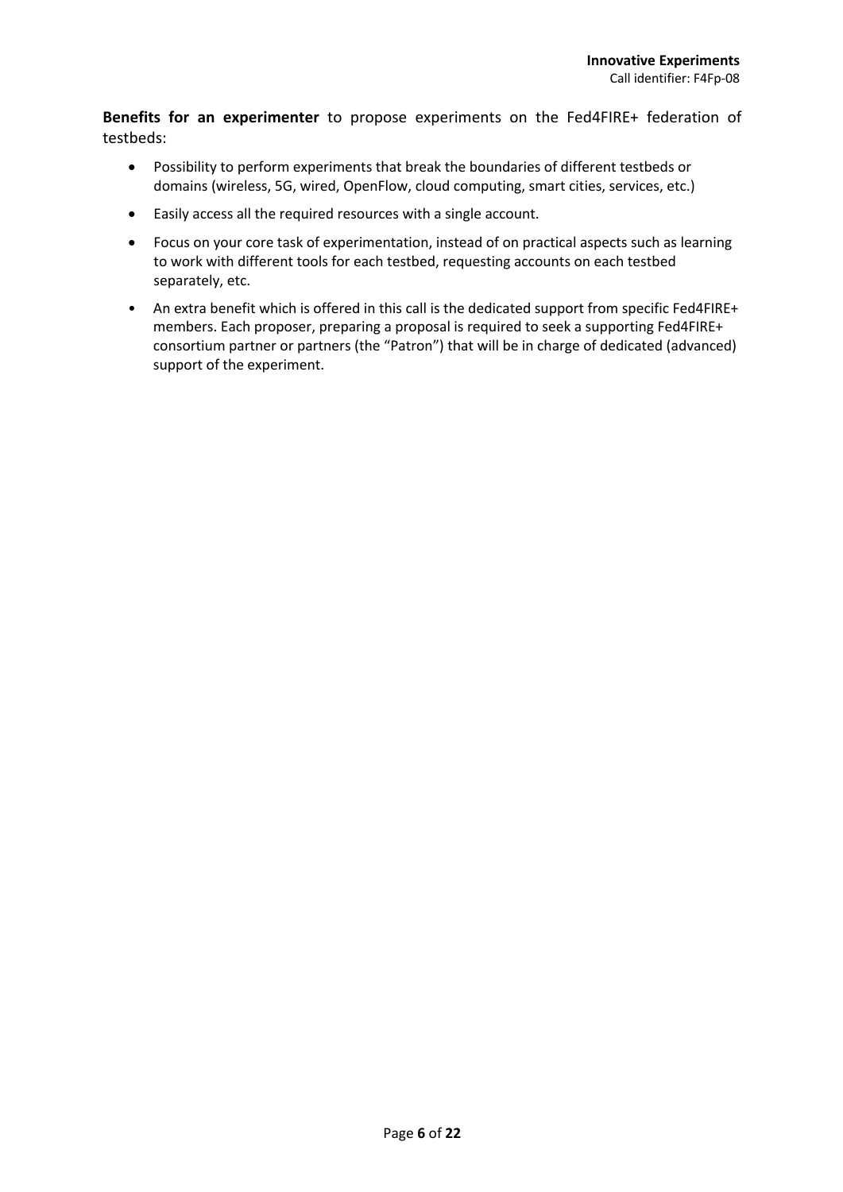**Benefits for an experimenter** to propose experiments on the Fed4FIRE+ federation of testbeds:

- Possibility to perform experiments that break the boundaries of different testbeds or domains (wireless, 5G, wired, OpenFlow, cloud computing, smart cities, services, etc.)
- Easily access all the required resources with a single account.
- Focus on your core task of experimentation, instead of on practical aspects such as learning to work with different tools for each testbed, requesting accounts on each testbed separately, etc.
- An extra benefit which is offered in this call is the dedicated support from specific Fed4FIRE+ members. Each proposer, preparing a proposal is required to seek a supporting Fed4FIRE+ consortium partner or partners (the "Patron") that will be in charge of dedicated (advanced) support of the experiment.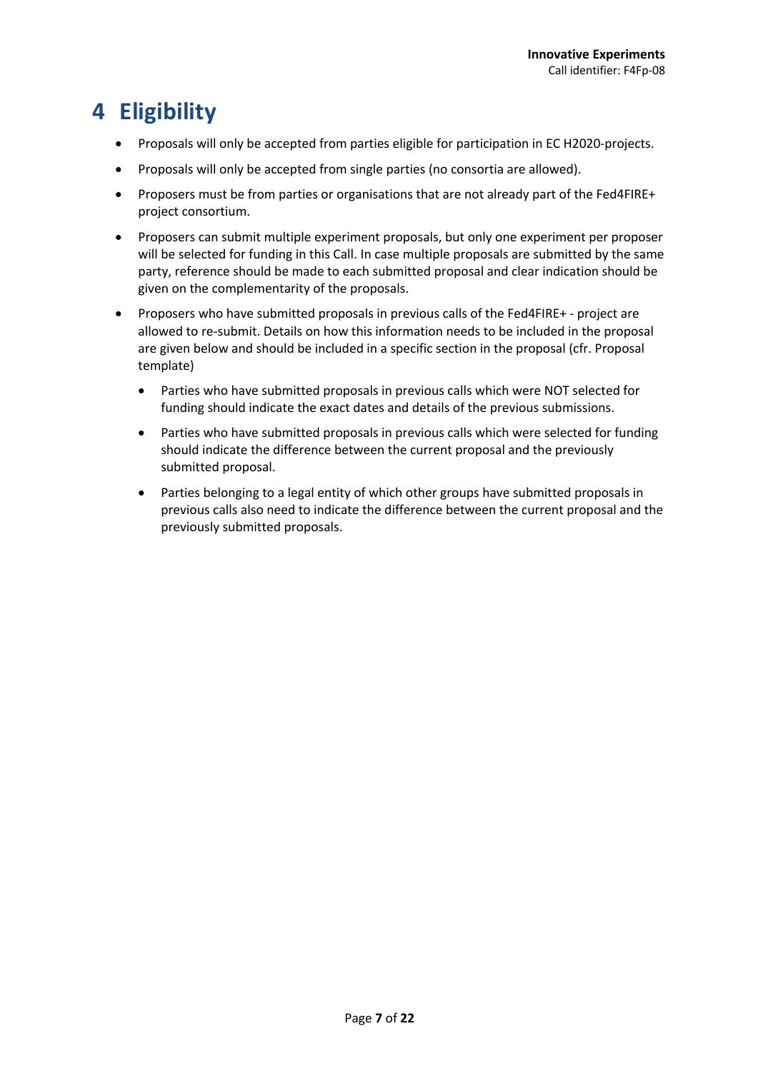# 4 Eligibility

- Proposals will only be accepted from parties eligible for participation in EC H2020-projects.
- Proposals will only be accepted from single parties (no consortia are allowed).
- Proposers must be from parties or organisations that are not already part of the Fed4FIRE+ project consortium.
- Proposers can submit multiple experiment proposals, but only one experiment per proposer will be selected for funding in this Call. In case multiple proposals are submitted by the same party, reference should be made to each submitted proposal and clear indication should be given on the complementarity of the proposals.
- Proposers who have submitted proposals in previous calls of the Fed4FIRE+ - project are allowed to re-submit. Details on how this information needs to be included in the proposal are given below and should be included in a specific section in the proposal (cfr. Proposal template)
  - Parties who have submitted proposals in previous calls which were NOT selected for funding should indicate the exact dates and details of the previous submissions.
  - Parties who have submitted proposals in previous calls which were selected for funding should indicate the difference between the current proposal and the previously submitted proposal.
  - Parties belonging to a legal entity of which other groups have submitted proposals in previous calls also need to indicate the difference between the current proposal and the previously submitted proposals.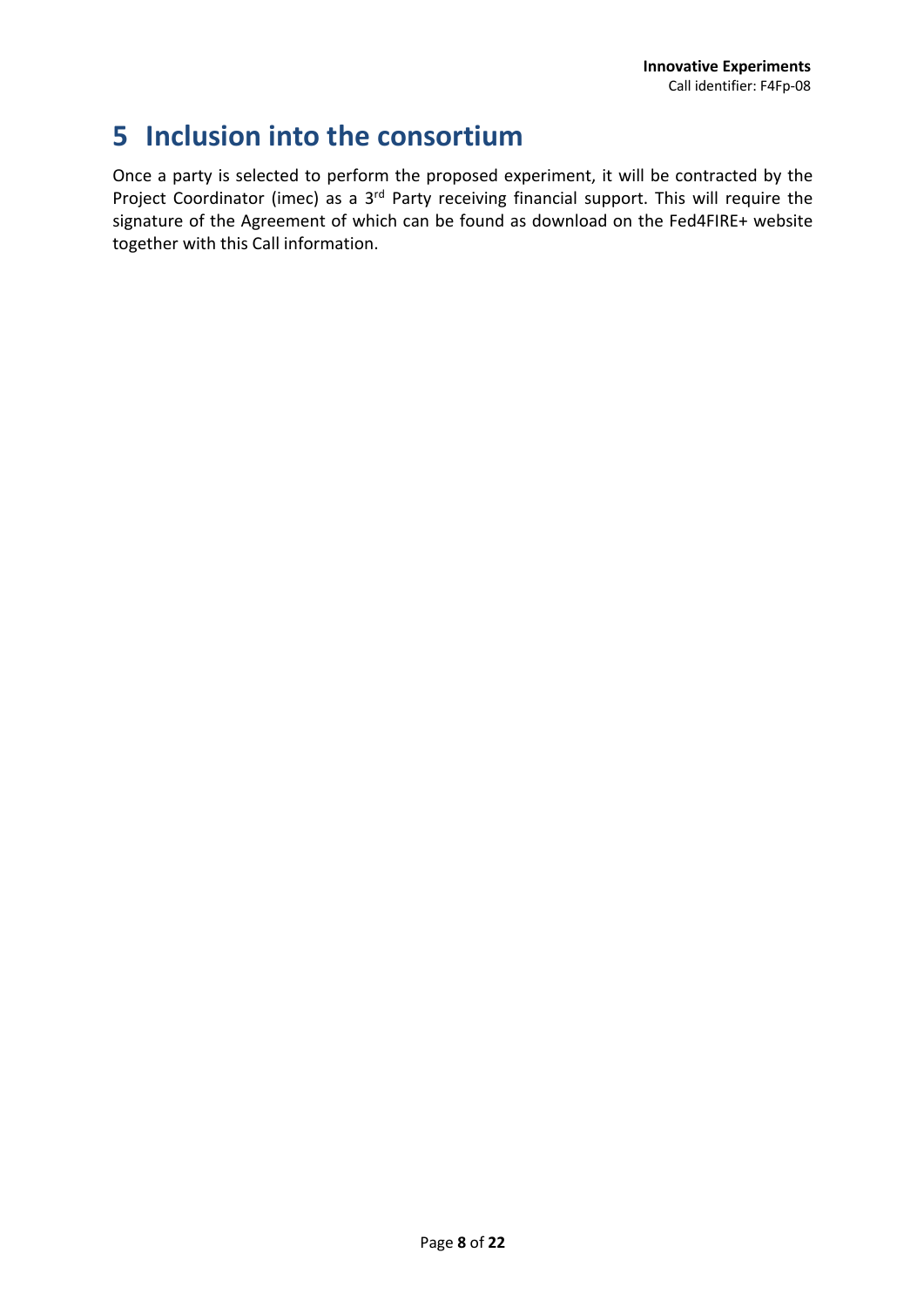# 5 Inclusion into the consortium

Once a party is selected to perform the proposed experiment, it will be contracted by the Project Coordinator (imec) as a 3rd Party receiving financial support. This will require the signature of the Agreement of which can be found as download on the Fed4FIRE+ website together with this Call information.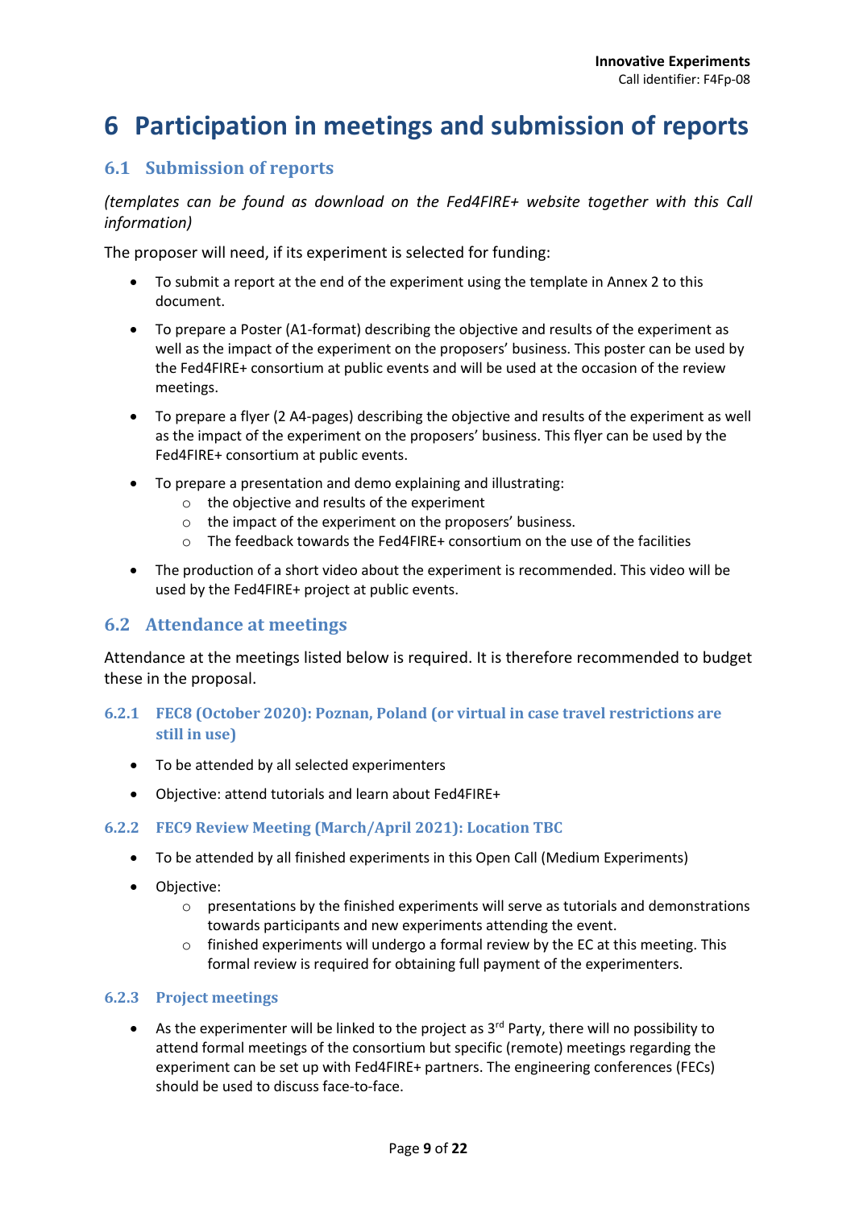# 6 Participation in meetings and submission of reports

## 6.1 Submission of reports

*(templates can be found as download on the Fed4FIRE+ website together with this Call information)*

The proposer will need, if its experiment is selected for funding:

- To submit a report at the end of the experiment using the template in Annex 2 to this document.
- To prepare a Poster (A1-format) describing the objective and results of the experiment as well as the impact of the experiment on the proposers' business. This poster can be used by the Fed4FIRE+ consortium at public events and will be used at the occasion of the review meetings.
- To prepare a flyer (2 A4-pages) describing the objective and results of the experiment as well as the impact of the experiment on the proposers' business. This flyer can be used by the Fed4FIRE+ consortium at public events.
- To prepare a presentation and demo explaining and illustrating:
    - the objective and results of the experiment
    - the impact of the experiment on the proposers' business.
    - The feedback towards the Fed4FIRE+ consortium on the use of the facilities
- The production of a short video about the experiment is recommended. This video will be used by the Fed4FIRE+ project at public events.

## 6.2 Attendance at meetings

Attendance at the meetings listed below is required. It is therefore recommended to budget these in the proposal.

### 6.2.1 FEC8 (October 2020): Poznan, Poland (or virtual in case travel restrictions are still in use)

- To be attended by all selected experimenters
- Objective: attend tutorials and learn about Fed4FIRE+

### 6.2.2 FEC9 Review Meeting (March/April 2021): Location TBC

- To be attended by all finished experiments in this Open Call (Medium Experiments)
- Objective:
    - presentations by the finished experiments will serve as tutorials and demonstrations towards participants and new experiments attending the event.
    - finished experiments will undergo a formal review by the EC at this meeting. This formal review is required for obtaining full payment of the experimenters.

### 6.2.3 Project meetings

- As the experimenter will be linked to the project as 3rd Party, there will no possibility to attend formal meetings of the consortium but specific (remote) meetings regarding the experiment can be set up with Fed4FIRE+ partners. The engineering conferences (FECs) should be used to discuss face-to-face.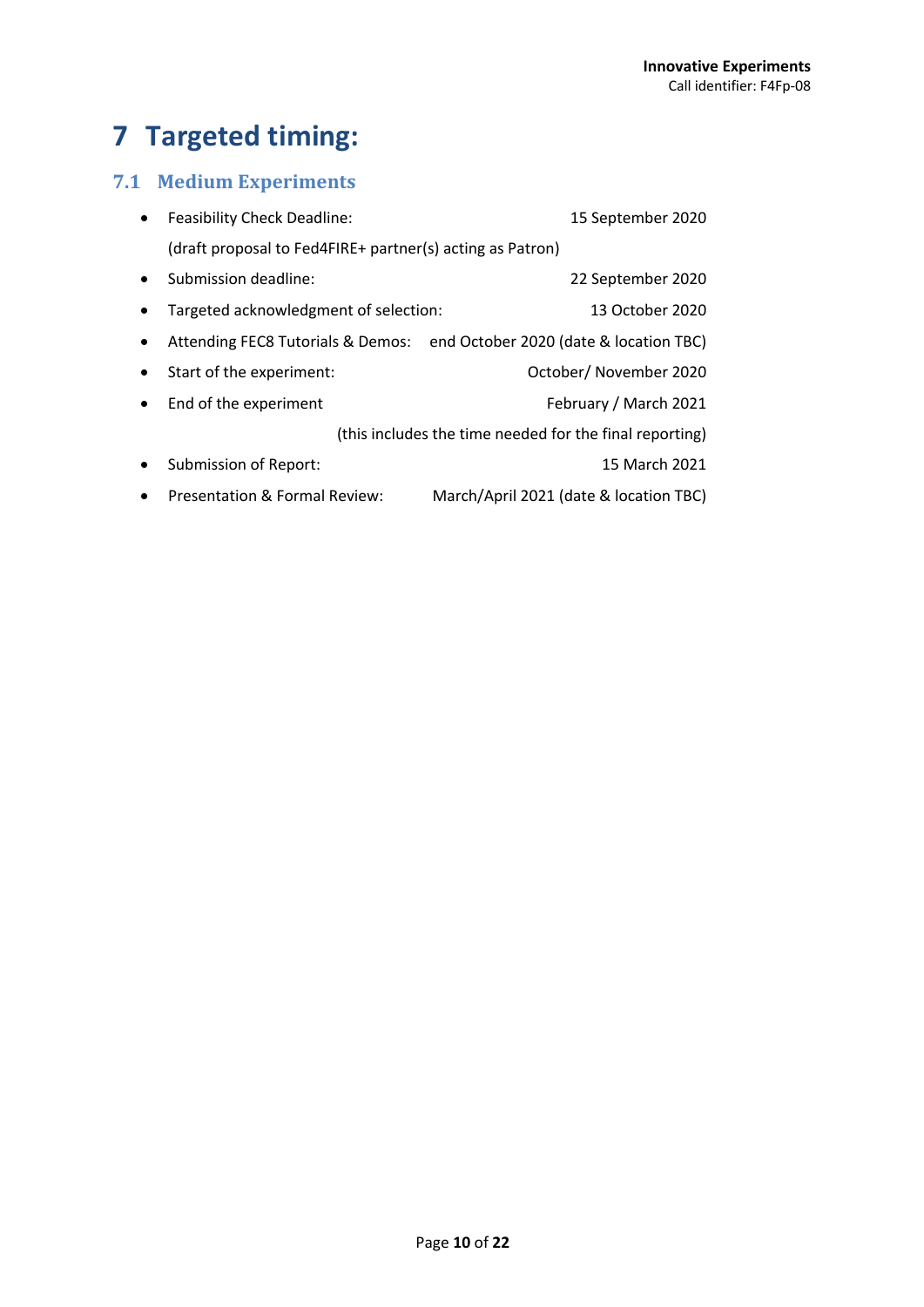# 7 Targeted timing:

## 7.1 Medium Experiments

- Feasibility Check Deadline: 15 September 2020
  (draft proposal to Fed4FIRE+ partner(s) acting as Patron)
- Submission deadline: 22 September 2020
- Targeted acknowledgment of selection: 13 October 2020
- Attending FEC8 Tutorials & Demos: end October 2020 (date & location TBC)
- Start of the experiment: October/ November 2020
- End of the experiment February / March 2021
  (this includes the time needed for the final reporting)
- Submission of Report: 15 March 2021
- Presentation & Formal Review: March/April 2021 (date & location TBC)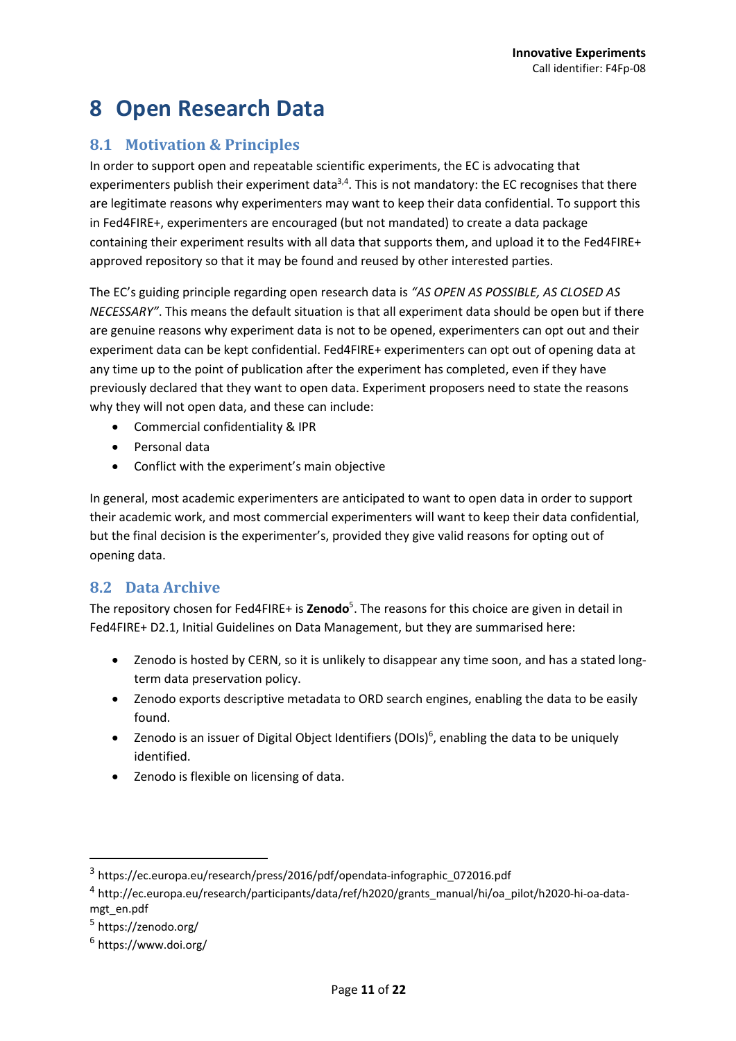# 8 Open Research Data

## 8.1 Motivation & Principles

In order to support open and repeatable scientific experiments, the EC is advocating that experimenters publish their experiment data[3,4]. This is not mandatory: the EC recognises that there are legitimate reasons why experimenters may want to keep their data confidential. To support this in Fed4FIRE+, experimenters are encouraged (but not mandated) to create a data package containing their experiment results with all data that supports them, and upload it to the Fed4FIRE+ approved repository so that it may be found and reused by other interested parties.

The EC's guiding principle regarding open research data is *"AS OPEN AS POSSIBLE, AS CLOSED AS NECESSARY"*. This means the default situation is that all experiment data should be open but if there are genuine reasons why experiment data is not to be opened, experimenters can opt out and their experiment data can be kept confidential. Fed4FIRE+ experimenters can opt out of opening data at any time up to the point of publication after the experiment has completed, even if they have previously declared that they want to open data. Experiment proposers need to state the reasons why they will not open data, and these can include:

- Commercial confidentiality & IPR
- Personal data
- Conflict with the experiment's main objective

In general, most academic experimenters are anticipated to want to open data in order to support their academic work, and most commercial experimenters will want to keep their data confidential, but the final decision is the experimenter's, provided they give valid reasons for opting out of opening data.

## 8.2 Data Archive

The repository chosen for Fed4FIRE+ is **Zenodo**[5]. The reasons for this choice are given in detail in Fed4FIRE+ D2.1, Initial Guidelines on Data Management, but they are summarised here:

- Zenodo is hosted by CERN, so it is unlikely to disappear any time soon, and has a stated long-term data preservation policy.
- Zenodo exports descriptive metadata to ORD search engines, enabling the data to be easily found.
- Zenodo is an issuer of Digital Object Identifiers (DOIs)[6], enabling the data to be uniquely identified.
- Zenodo is flexible on licensing of data.

---

[3] https://ec.europa.eu/research/press/2016/pdf/opendata-infographic_072016.pdf

[4] http://ec.europa.eu/research/participants/data/ref/h2020/grants_manual/hi/oa_pilot/h2020-hi-oa-data-mgt_en.pdf

[5] https://zenodo.org/

[6] https://www.doi.org/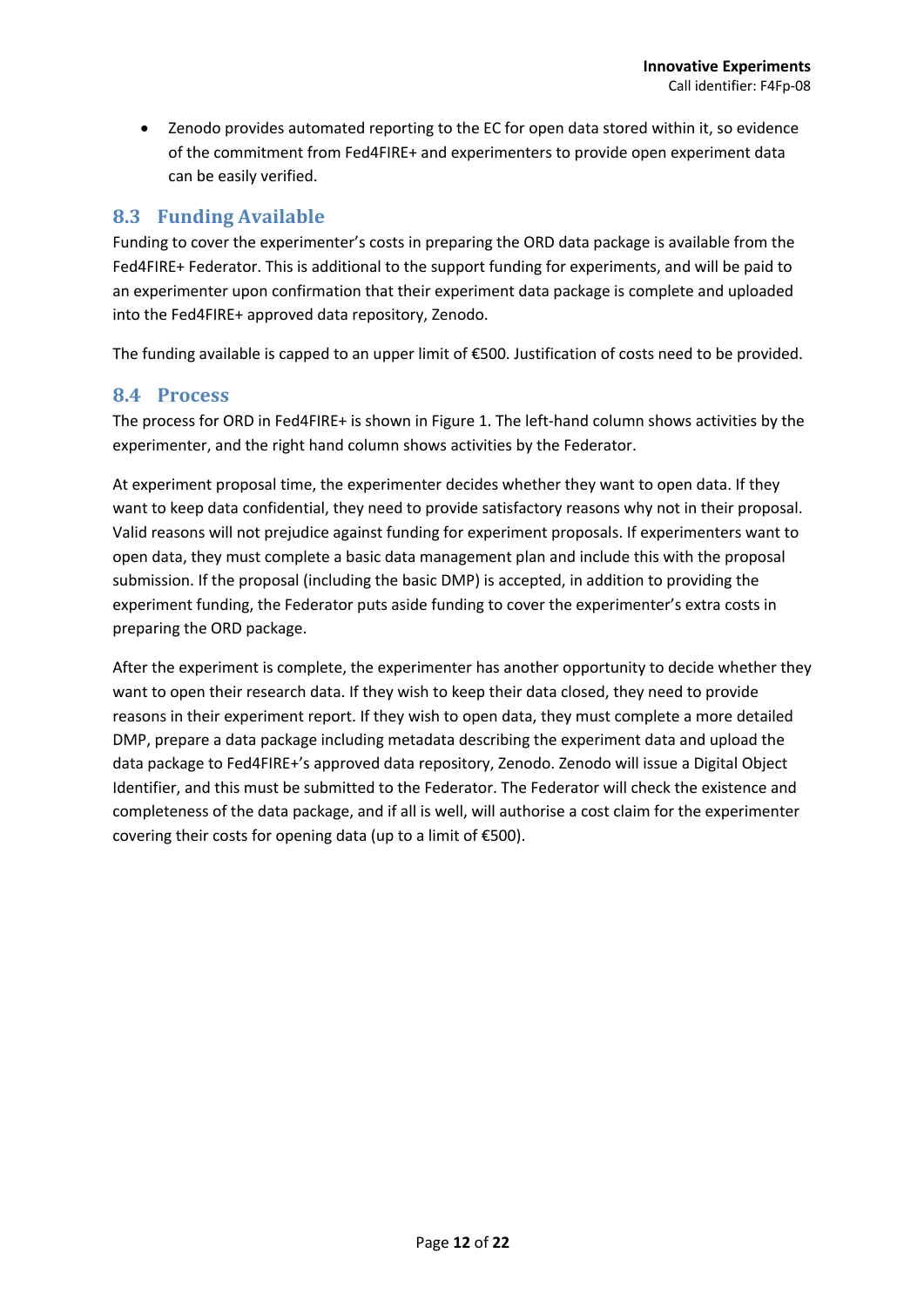- Zenodo provides automated reporting to the EC for open data stored within it, so evidence of the commitment from Fed4FIRE+ and experimenters to provide open experiment data can be easily verified.

## 8.3 Funding Available

Funding to cover the experimenter's costs in preparing the ORD data package is available from the Fed4FIRE+ Federator. This is additional to the support funding for experiments, and will be paid to an experimenter upon confirmation that their experiment data package is complete and uploaded into the Fed4FIRE+ approved data repository, Zenodo.

The funding available is capped to an upper limit of €500. Justification of costs need to be provided.

## 8.4 Process

The process for ORD in Fed4FIRE+ is shown in Figure 1. The left-hand column shows activities by the experimenter, and the right hand column shows activities by the Federator.

At experiment proposal time, the experimenter decides whether they want to open data. If they want to keep data confidential, they need to provide satisfactory reasons why not in their proposal. Valid reasons will not prejudice against funding for experiment proposals. If experimenters want to open data, they must complete a basic data management plan and include this with the proposal submission. If the proposal (including the basic DMP) is accepted, in addition to providing the experiment funding, the Federator puts aside funding to cover the experimenter's extra costs in preparing the ORD package.

After the experiment is complete, the experimenter has another opportunity to decide whether they want to open their research data. If they wish to keep their data closed, they need to provide reasons in their experiment report. If they wish to open data, they must complete a more detailed DMP, prepare a data package including metadata describing the experiment data and upload the data package to Fed4FIRE+'s approved data repository, Zenodo. Zenodo will issue a Digital Object Identifier, and this must be submitted to the Federator. The Federator will check the existence and completeness of the data package, and if all is well, will authorise a cost claim for the experimenter covering their costs for opening data (up to a limit of €500).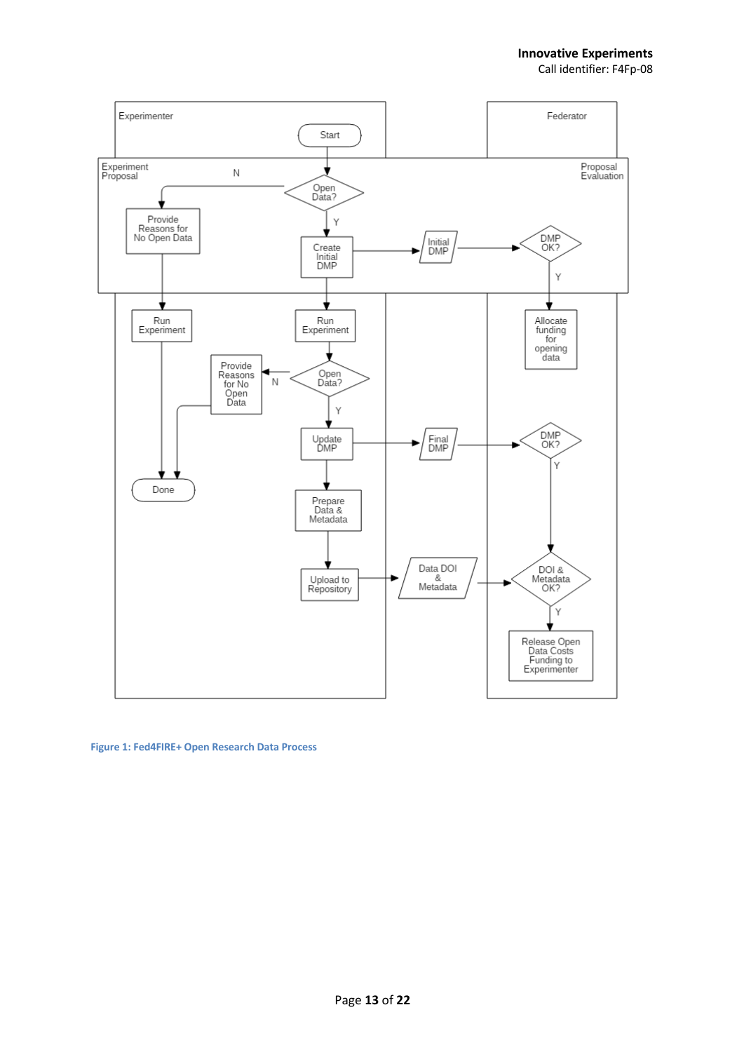Figure 1: Fed4FIRE+ Open Research Data Process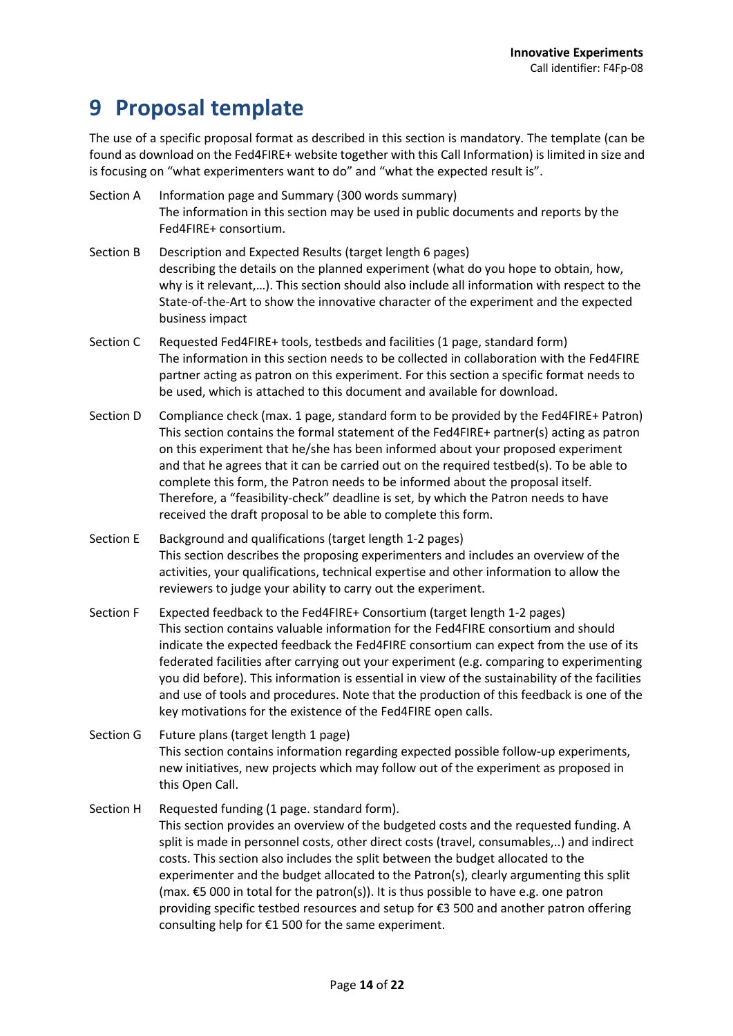# 9 Proposal template

The use of a specific proposal format as described in this section is mandatory. The template (can be found as download on the Fed4FIRE+ website together with this Call Information) is limited in size and is focusing on "what experimenters want to do" and "what the expected result is".

**Section A** Information page and Summary (300 words summary)
The information in this section may be used in public documents and reports by the Fed4FIRE+ consortium.

**Section B** Description and Expected Results (target length 6 pages)
describing the details on the planned experiment (what do you hope to obtain, how, why is it relevant,…). This section should also include all information with respect to the State-of-the-Art to show the innovative character of the experiment and the expected business impact

**Section C** Requested Fed4FIRE+ tools, testbeds and facilities (1 page, standard form)
The information in this section needs to be collected in collaboration with the Fed4FIRE partner acting as patron on this experiment. For this section a specific format needs to be used, which is attached to this document and available for download.

**Section D** Compliance check (max. 1 page, standard form to be provided by the Fed4FIRE+ Patron)
This section contains the formal statement of the Fed4FIRE+ partner(s) acting as patron on this experiment that he/she has been informed about your proposed experiment and that he agrees that it can be carried out on the required testbed(s). To be able to complete this form, the Patron needs to be informed about the proposal itself. Therefore, a "feasibility-check" deadline is set, by which the Patron needs to have received the draft proposal to be able to complete this form.

**Section E** Background and qualifications (target length 1-2 pages)
This section describes the proposing experimenters and includes an overview of the activities, your qualifications, technical expertise and other information to allow the reviewers to judge your ability to carry out the experiment.

**Section F** Expected feedback to the Fed4FIRE+ Consortium (target length 1-2 pages)
This section contains valuable information for the Fed4FIRE consortium and should indicate the expected feedback the Fed4FIRE consortium can expect from the use of its federated facilities after carrying out your experiment (e.g. comparing to experimenting you did before). This information is essential in view of the sustainability of the facilities and use of tools and procedures. Note that the production of this feedback is one of the key motivations for the existence of the Fed4FIRE open calls.

**Section G** Future plans (target length 1 page)
This section contains information regarding expected possible follow-up experiments, new initiatives, new projects which may follow out of the experiment as proposed in this Open Call.

**Section H** Requested funding (1 page. standard form).
This section provides an overview of the budgeted costs and the requested funding. A split is made in personnel costs, other direct costs (travel, consumables,..) and indirect costs. This section also includes the split between the budget allocated to the experimenter and the budget allocated to the Patron(s), clearly argumenting this split (max. €5 000 in total for the patron(s)). It is thus possible to have e.g. one patron providing specific testbed resources and setup for €3 500 and another patron offering consulting help for €1 500 for the same experiment.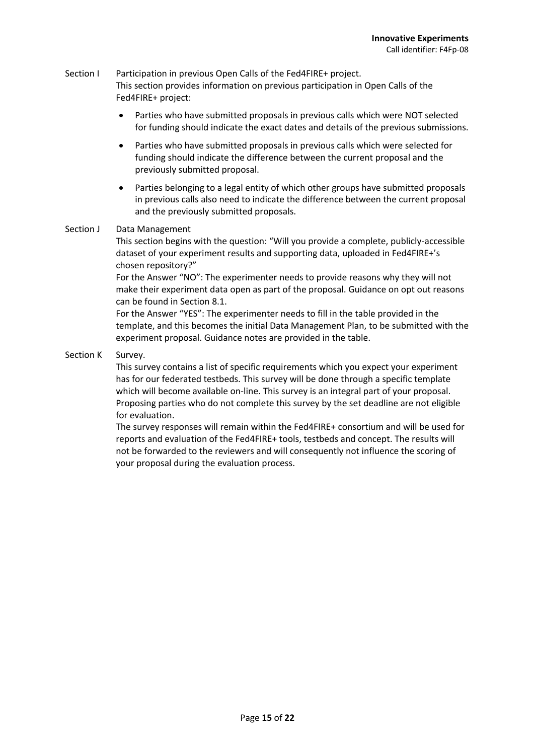Section I Participation in previous Open Calls of the Fed4FIRE+ project.
This section provides information on previous participation in Open Calls of the Fed4FIRE+ project:

- Parties who have submitted proposals in previous calls which were NOT selected for funding should indicate the exact dates and details of the previous submissions.
- Parties who have submitted proposals in previous calls which were selected for funding should indicate the difference between the current proposal and the previously submitted proposal.
- Parties belonging to a legal entity of which other groups have submitted proposals in previous calls also need to indicate the difference between the current proposal and the previously submitted proposals.

Section J Data Management
This section begins with the question: "Will you provide a complete, publicly-accessible dataset of your experiment results and supporting data, uploaded in Fed4FIRE+'s chosen repository?"
For the Answer "NO": The experimenter needs to provide reasons why they will not make their experiment data open as part of the proposal. Guidance on opt out reasons can be found in Section 8.1.
For the Answer "YES": The experimenter needs to fill in the table provided in the template, and this becomes the initial Data Management Plan, to be submitted with the experiment proposal. Guidance notes are provided in the table.

Section K Survey.
This survey contains a list of specific requirements which you expect your experiment has for our federated testbeds. This survey will be done through a specific template which will become available on-line. This survey is an integral part of your proposal. Proposing parties who do not complete this survey by the set deadline are not eligible for evaluation.
The survey responses will remain within the Fed4FIRE+ consortium and will be used for reports and evaluation of the Fed4FIRE+ tools, testbeds and concept. The results will not be forwarded to the reviewers and will consequently not influence the scoring of your proposal during the evaluation process.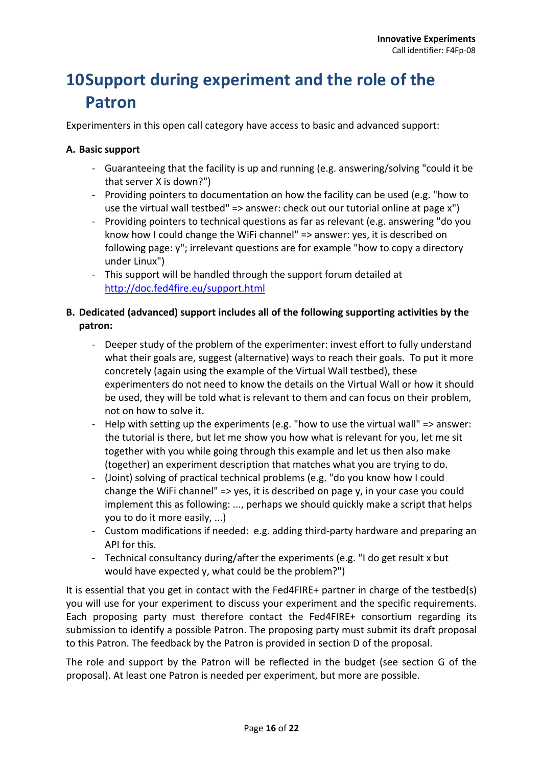# 10 Support during experiment and the role of the Patron

Experimenters in this open call category have access to basic and advanced support:

**A. Basic support**

- Guaranteeing that the facility is up and running (e.g. answering/solving "could it be that server X is down?")
- Providing pointers to documentation on how the facility can be used (e.g. "how to use the virtual wall testbed" => answer: check out our tutorial online at page x")
- Providing pointers to technical questions as far as relevant (e.g. answering "do you know how I could change the WiFi channel" => answer: yes, it is described on following page: y"; irrelevant questions are for example "how to copy a directory under Linux")
- This support will be handled through the support forum detailed at http://doc.fed4fire.eu/support.html

**B. Dedicated (advanced) support includes all of the following supporting activities by the patron:**

- Deeper study of the problem of the experimenter: invest effort to fully understand what their goals are, suggest (alternative) ways to reach their goals. To put it more concretely (again using the example of the Virtual Wall testbed), these experimenters do not need to know the details on the Virtual Wall or how it should be used, they will be told what is relevant to them and can focus on their problem, not on how to solve it.
- Help with setting up the experiments (e.g. "how to use the virtual wall" => answer: the tutorial is there, but let me show you how what is relevant for you, let me sit together with you while going through this example and let us then also make (together) an experiment description that matches what you are trying to do.
- (Joint) solving of practical technical problems (e.g. "do you know how I could change the WiFi channel" => yes, it is described on page y, in your case you could implement this as following: ..., perhaps we should quickly make a script that helps you to do it more easily, ...)
- Custom modifications if needed: e.g. adding third-party hardware and preparing an API for this.
- Technical consultancy during/after the experiments (e.g. "I do get result x but would have expected y, what could be the problem?")

It is essential that you get in contact with the Fed4FIRE+ partner in charge of the testbed(s) you will use for your experiment to discuss your experiment and the specific requirements. Each proposing party must therefore contact the Fed4FIRE+ consortium regarding its submission to identify a possible Patron. The proposing party must submit its draft proposal to this Patron. The feedback by the Patron is provided in section D of the proposal.

The role and support by the Patron will be reflected in the budget (see section G of the proposal). At least one Patron is needed per experiment, but more are possible.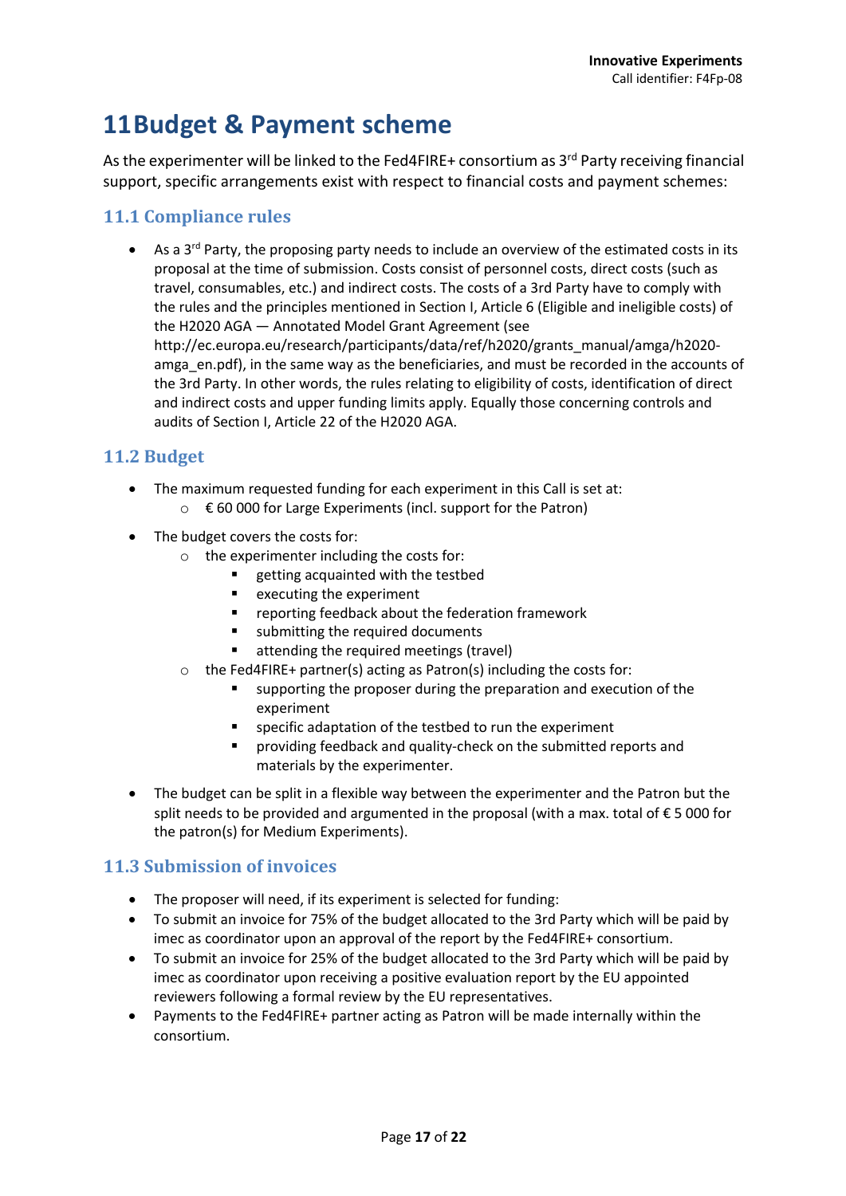# 11 Budget & Payment scheme

As the experimenter will be linked to the Fed4FIRE+ consortium as 3rd Party receiving financial support, specific arrangements exist with respect to financial costs and payment schemes:

## 11.1 Compliance rules

- As a 3rd Party, the proposing party needs to include an overview of the estimated costs in its proposal at the time of submission. Costs consist of personnel costs, direct costs (such as travel, consumables, etc.) and indirect costs. The costs of a 3rd Party have to comply with the rules and the principles mentioned in Section I, Article 6 (Eligible and ineligible costs) of the H2020 AGA — Annotated Model Grant Agreement (see http://ec.europa.eu/research/participants/data/ref/h2020/grants_manual/amga/h2020-amga_en.pdf), in the same way as the beneficiaries, and must be recorded in the accounts of the 3rd Party. In other words, the rules relating to eligibility of costs, identification of direct and indirect costs and upper funding limits apply. Equally those concerning controls and audits of Section I, Article 22 of the H2020 AGA.

## 11.2 Budget

- The maximum requested funding for each experiment in this Call is set at:
  - € 60 000 for Large Experiments (incl. support for the Patron)
- The budget covers the costs for:
  - the experimenter including the costs for:
    - getting acquainted with the testbed
    - executing the experiment
    - reporting feedback about the federation framework
    - submitting the required documents
    - attending the required meetings (travel)
  - the Fed4FIRE+ partner(s) acting as Patron(s) including the costs for:
    - supporting the proposer during the preparation and execution of the experiment
    - specific adaptation of the testbed to run the experiment
    - providing feedback and quality-check on the submitted reports and materials by the experimenter.
- The budget can be split in a flexible way between the experimenter and the Patron but the split needs to be provided and argumented in the proposal (with a max. total of € 5 000 for the patron(s) for Medium Experiments).

## 11.3 Submission of invoices

- The proposer will need, if its experiment is selected for funding:
- To submit an invoice for 75% of the budget allocated to the 3rd Party which will be paid by imec as coordinator upon an approval of the report by the Fed4FIRE+ consortium.
- To submit an invoice for 25% of the budget allocated to the 3rd Party which will be paid by imec as coordinator upon receiving a positive evaluation report by the EU appointed reviewers following a formal review by the EU representatives.
- Payments to the Fed4FIRE+ partner acting as Patron will be made internally within the consortium.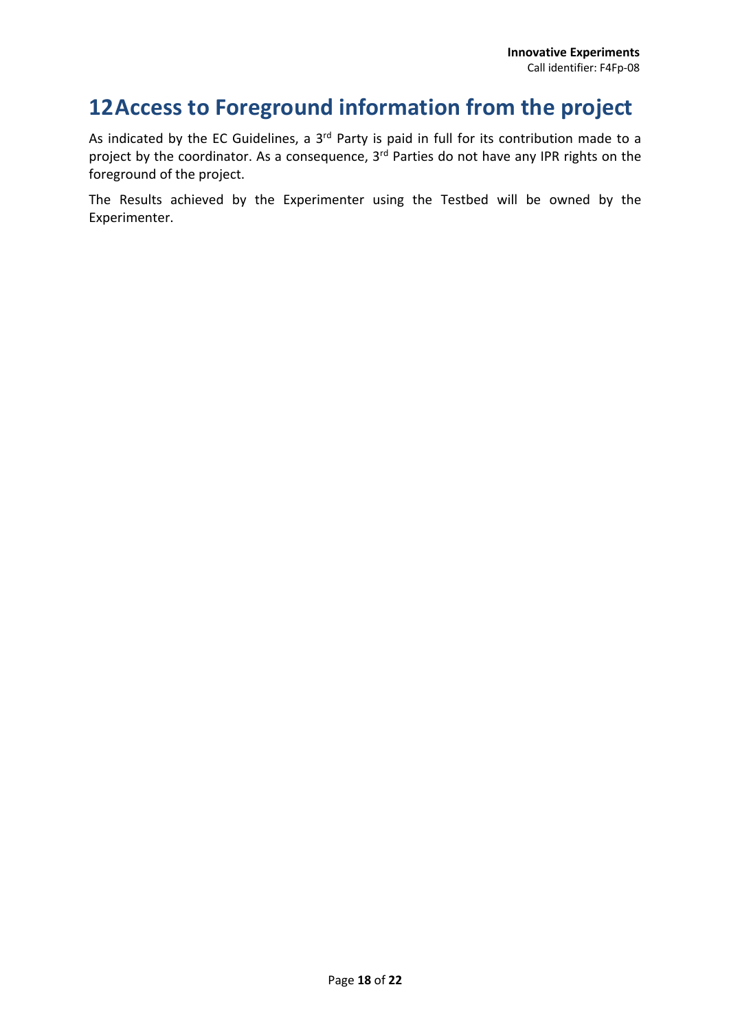# 12 Access to Foreground information from the project

As indicated by the EC Guidelines, a 3rd Party is paid in full for its contribution made to a project by the coordinator. As a consequence, 3rd Parties do not have any IPR rights on the foreground of the project.

The Results achieved by the Experimenter using the Testbed will be owned by the Experimenter.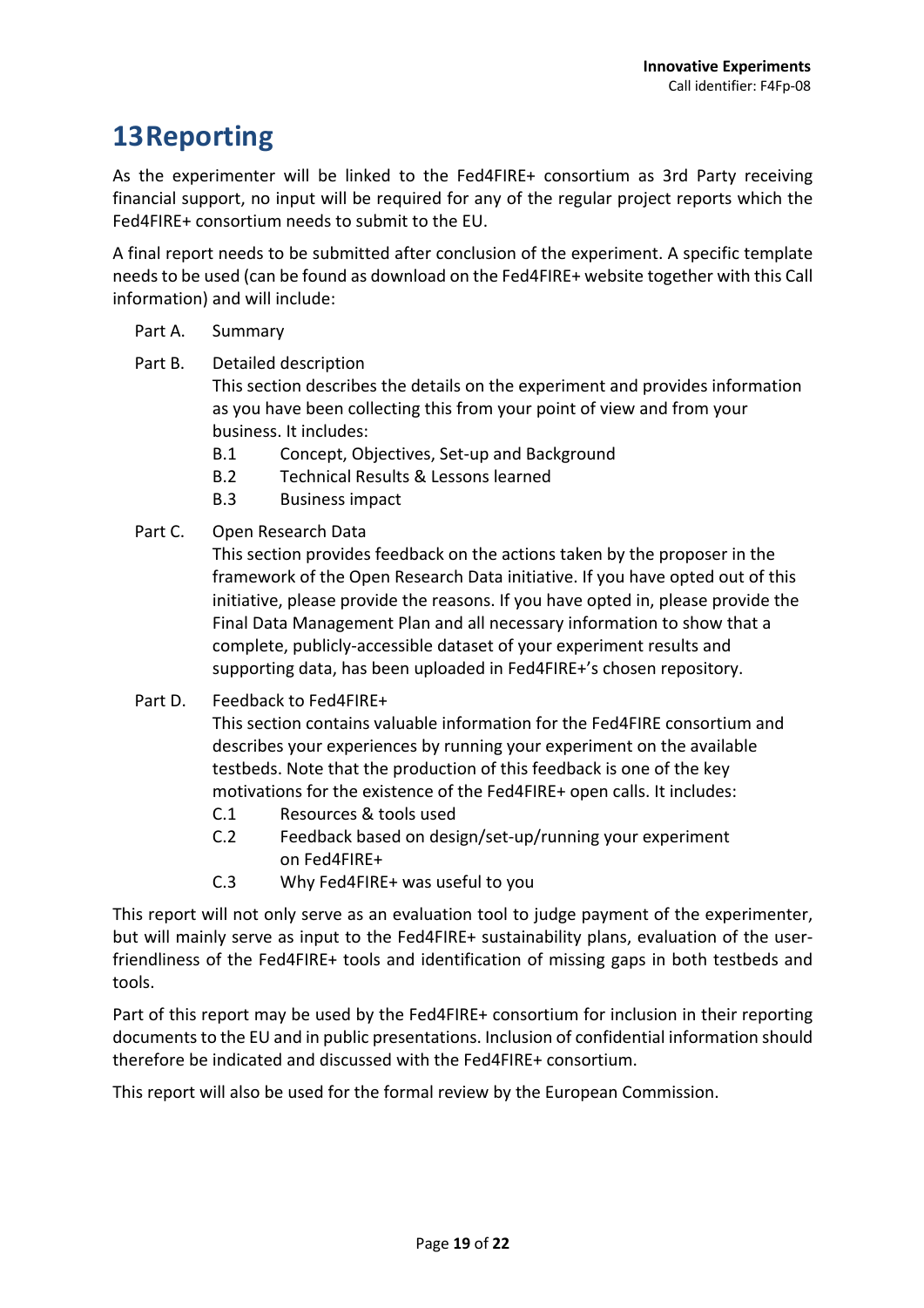# 13 Reporting

As the experimenter will be linked to the Fed4FIRE+ consortium as 3rd Party receiving financial support, no input will be required for any of the regular project reports which the Fed4FIRE+ consortium needs to submit to the EU.

A final report needs to be submitted after conclusion of the experiment. A specific template needs to be used (can be found as download on the Fed4FIRE+ website together with this Call information) and will include:

Part A. Summary

Part B. Detailed description
This section describes the details on the experiment and provides information as you have been collecting this from your point of view and from your business. It includes:
- B.1 Concept, Objectives, Set-up and Background
- B.2 Technical Results & Lessons learned
- B.3 Business impact

Part C. Open Research Data
This section provides feedback on the actions taken by the proposer in the framework of the Open Research Data initiative. If you have opted out of this initiative, please provide the reasons. If you have opted in, please provide the Final Data Management Plan and all necessary information to show that a complete, publicly-accessible dataset of your experiment results and supporting data, has been uploaded in Fed4FIRE+'s chosen repository.

Part D. Feedback to Fed4FIRE+
This section contains valuable information for the Fed4FIRE consortium and describes your experiences by running your experiment on the available testbeds. Note that the production of this feedback is one of the key motivations for the existence of the Fed4FIRE+ open calls. It includes:
- C.1 Resources & tools used
- C.2 Feedback based on design/set-up/running your experiment on Fed4FIRE+
- C.3 Why Fed4FIRE+ was useful to you

This report will not only serve as an evaluation tool to judge payment of the experimenter, but will mainly serve as input to the Fed4FIRE+ sustainability plans, evaluation of the user-friendliness of the Fed4FIRE+ tools and identification of missing gaps in both testbeds and tools.

Part of this report may be used by the Fed4FIRE+ consortium for inclusion in their reporting documents to the EU and in public presentations. Inclusion of confidential information should therefore be indicated and discussed with the Fed4FIRE+ consortium.

This report will also be used for the formal review by the European Commission.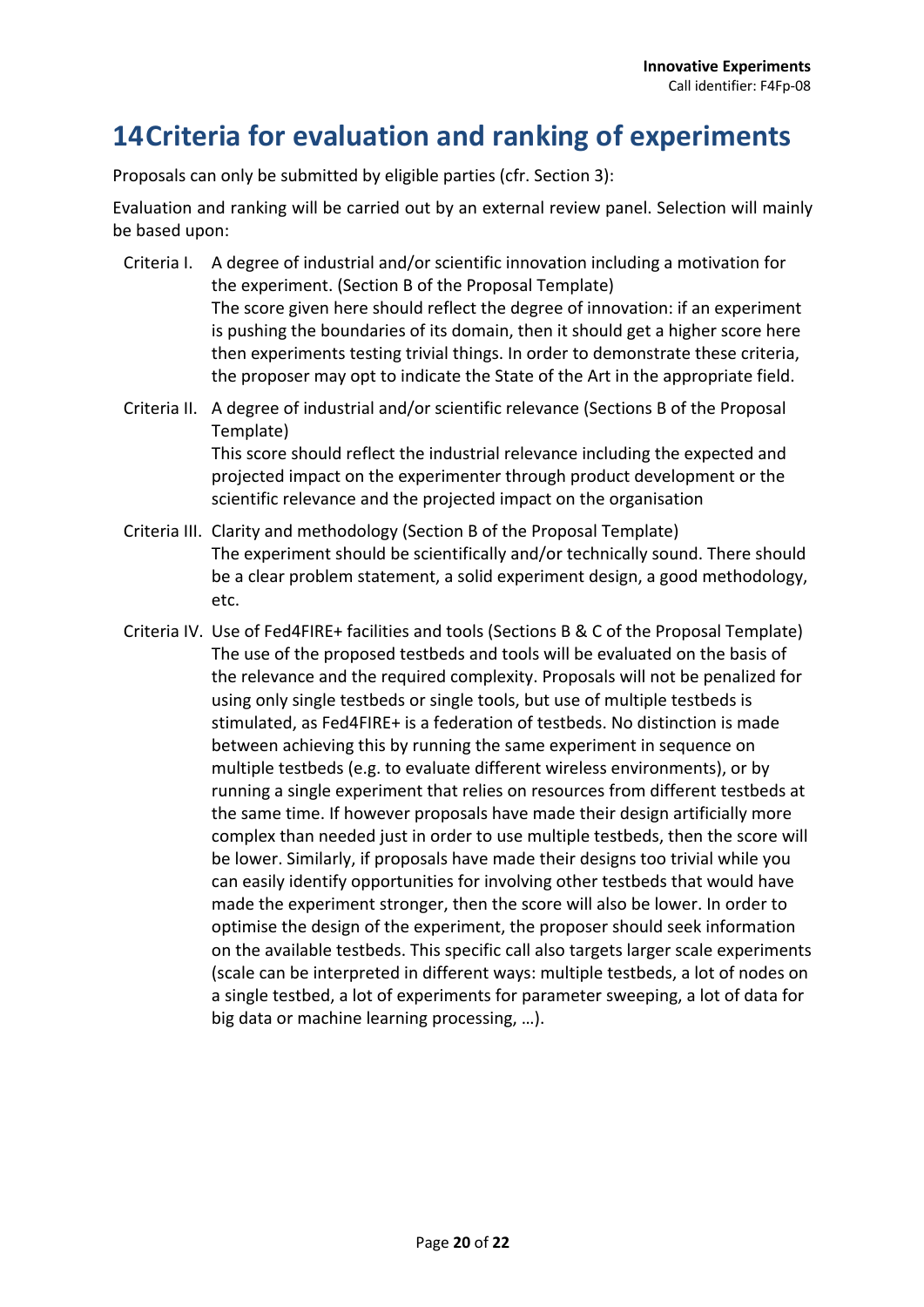# 14 Criteria for evaluation and ranking of experiments

Proposals can only be submitted by eligible parties (cfr. Section 3):

Evaluation and ranking will be carried out by an external review panel. Selection will mainly be based upon:

- Criteria I. A degree of industrial and/or scientific innovation including a motivation for the experiment. (Section B of the Proposal Template)
  The score given here should reflect the degree of innovation: if an experiment is pushing the boundaries of its domain, then it should get a higher score here then experiments testing trivial things. In order to demonstrate these criteria, the proposer may opt to indicate the State of the Art in the appropriate field.

- Criteria II. A degree of industrial and/or scientific relevance (Sections B of the Proposal Template)
  This score should reflect the industrial relevance including the expected and projected impact on the experimenter through product development or the scientific relevance and the projected impact on the organisation

- Criteria III. Clarity and methodology (Section B of the Proposal Template)
  The experiment should be scientifically and/or technically sound. There should be a clear problem statement, a solid experiment design, a good methodology, etc.

- Criteria IV. Use of Fed4FIRE+ facilities and tools (Sections B & C of the Proposal Template)
  The use of the proposed testbeds and tools will be evaluated on the basis of the relevance and the required complexity. Proposals will not be penalized for using only single testbeds or single tools, but use of multiple testbeds is stimulated, as Fed4FIRE+ is a federation of testbeds. No distinction is made between achieving this by running the same experiment in sequence on multiple testbeds (e.g. to evaluate different wireless environments), or by running a single experiment that relies on resources from different testbeds at the same time. If however proposals have made their design artificially more complex than needed just in order to use multiple testbeds, then the score will be lower. Similarly, if proposals have made their designs too trivial while you can easily identify opportunities for involving other testbeds that would have made the experiment stronger, then the score will also be lower. In order to optimise the design of the experiment, the proposer should seek information on the available testbeds. This specific call also targets larger scale experiments (scale can be interpreted in different ways: multiple testbeds, a lot of nodes on a single testbed, a lot of experiments for parameter sweeping, a lot of data for big data or machine learning processing, …).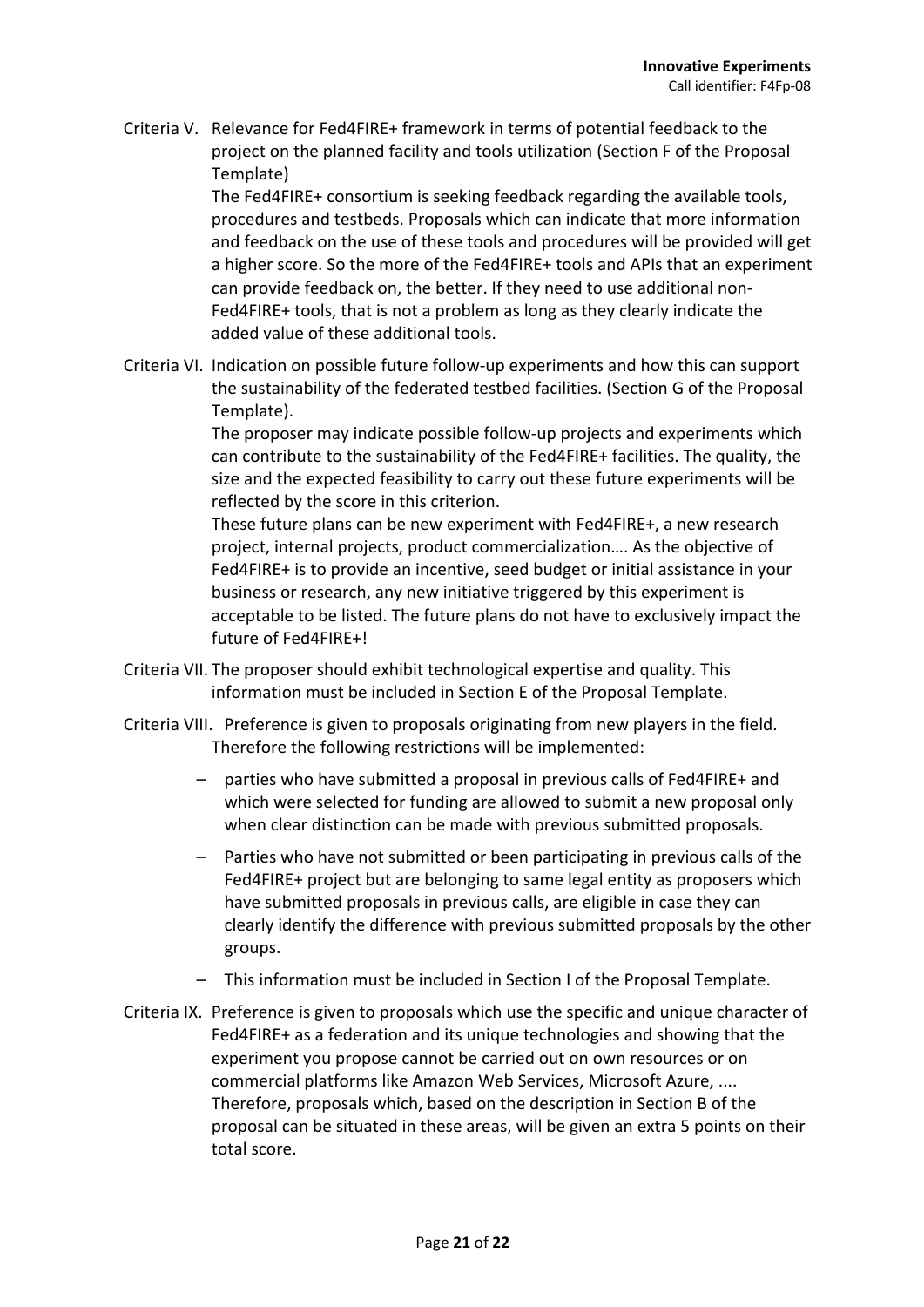Criteria V. Relevance for Fed4FIRE+ framework in terms of potential feedback to the project on the planned facility and tools utilization (Section F of the Proposal Template)

The Fed4FIRE+ consortium is seeking feedback regarding the available tools, procedures and testbeds. Proposals which can indicate that more information and feedback on the use of these tools and procedures will be provided will get a higher score. So the more of the Fed4FIRE+ tools and APIs that an experiment can provide feedback on, the better. If they need to use additional non-Fed4FIRE+ tools, that is not a problem as long as they clearly indicate the added value of these additional tools.

Criteria VI. Indication on possible future follow-up experiments and how this can support the sustainability of the federated testbed facilities. (Section G of the Proposal Template).

The proposer may indicate possible follow-up projects and experiments which can contribute to the sustainability of the Fed4FIRE+ facilities. The quality, the size and the expected feasibility to carry out these future experiments will be reflected by the score in this criterion.

These future plans can be new experiment with Fed4FIRE+, a new research project, internal projects, product commercialization…. As the objective of Fed4FIRE+ is to provide an incentive, seed budget or initial assistance in your business or research, any new initiative triggered by this experiment is acceptable to be listed. The future plans do not have to exclusively impact the future of Fed4FIRE+!

Criteria VII. The proposer should exhibit technological expertise and quality. This information must be included in Section E of the Proposal Template.

Criteria VIII. Preference is given to proposals originating from new players in the field. Therefore the following restrictions will be implemented:

- parties who have submitted a proposal in previous calls of Fed4FIRE+ and which were selected for funding are allowed to submit a new proposal only when clear distinction can be made with previous submitted proposals.
- Parties who have not submitted or been participating in previous calls of the Fed4FIRE+ project but are belonging to same legal entity as proposers which have submitted proposals in previous calls, are eligible in case they can clearly identify the difference with previous submitted proposals by the other groups.
- This information must be included in Section I of the Proposal Template.

Criteria IX. Preference is given to proposals which use the specific and unique character of Fed4FIRE+ as a federation and its unique technologies and showing that the experiment you propose cannot be carried out on own resources or on commercial platforms like Amazon Web Services, Microsoft Azure, .... Therefore, proposals which, based on the description in Section B of the proposal can be situated in these areas, will be given an extra 5 points on their total score.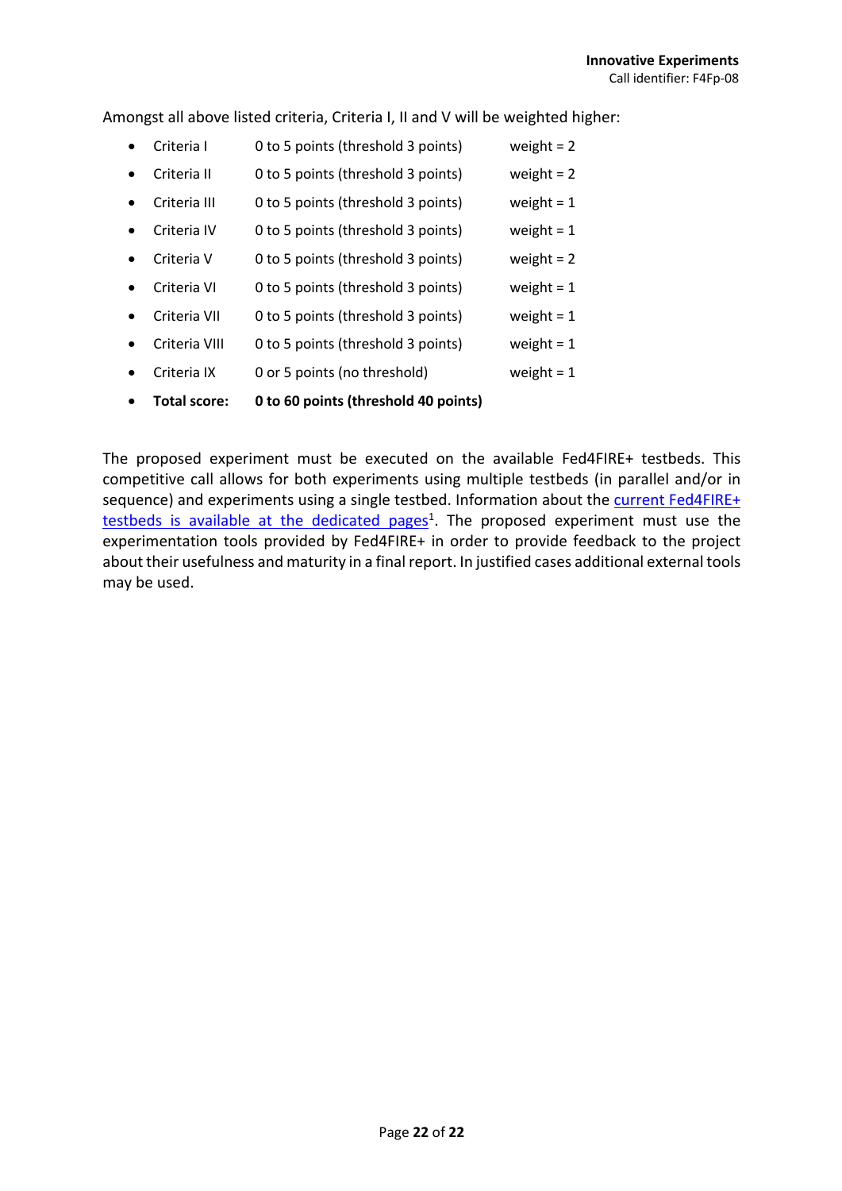Amongst all above listed criteria, Criteria I, II and V will be weighted higher:

- Criteria I 0 to 5 points (threshold 3 points) weight = 2
- Criteria II 0 to 5 points (threshold 3 points) weight = 2
- Criteria III 0 to 5 points (threshold 3 points) weight = 1
- Criteria IV 0 to 5 points (threshold 3 points) weight = 1
- Criteria V 0 to 5 points (threshold 3 points) weight = 2
- Criteria VI 0 to 5 points (threshold 3 points) weight = 1
- Criteria VII 0 to 5 points (threshold 3 points) weight = 1
- Criteria VIII 0 to 5 points (threshold 3 points) weight = 1
- Criteria IX 0 or 5 points (no threshold) weight = 1
- **Total score: 0 to 60 points (threshold 40 points)**

The proposed experiment must be executed on the available Fed4FIRE+ testbeds. This competitive call allows for both experiments using multiple testbeds (in parallel and/or in sequence) and experiments using a single testbed. Information about the current Fed4FIRE+ testbeds is available at the dedicated pages[1]. The proposed experiment must use the experimentation tools provided by Fed4FIRE+ in order to provide feedback to the project about their usefulness and maturity in a final report. In justified cases additional external tools may be used.